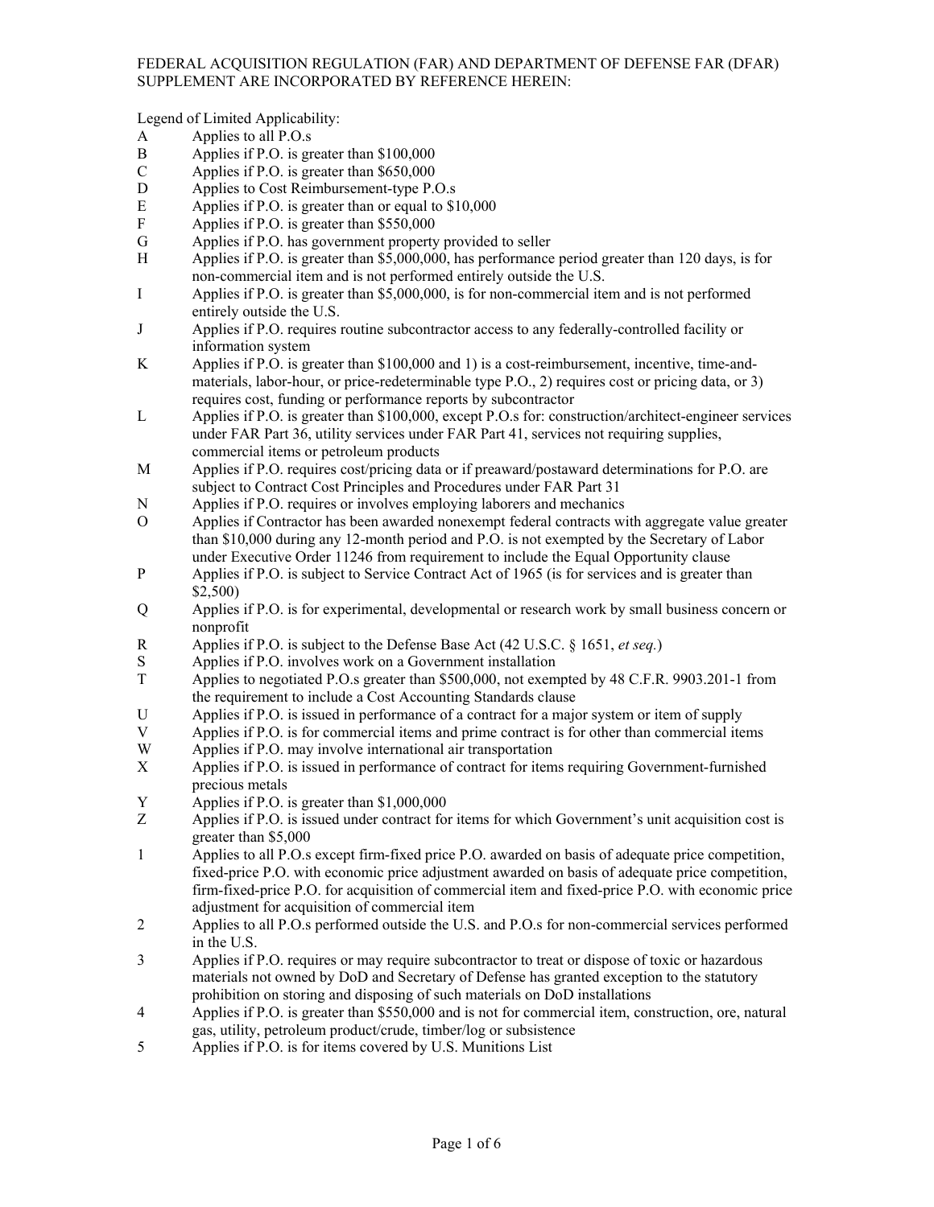FEDERAL ACQUISITION REGULATION (FAR) AND DEPARTMENT OF DEFENSE FAR (DFAR) SUPPLEMENT ARE INCORPORATED BY REFERENCE HEREIN:

Legend of Limited Applicability:

A Applies to all P.O.s
B Applies if P.O. is greater than $100,000
C Applies if P.O. is greater than $650,000
D Applies to Cost Reimbursement-type P.O.s
E Applies if P.O. is greater than or equal to $10,000
F Applies if P.O. is greater than $550,000
G Applies if P.O. has government property provided to seller
H Applies if P.O. is greater than $5,000,000, has performance period greater than 120 days, is for non-commercial item and is not performed entirely outside the U.S.
I Applies if P.O. is greater than $5,000,000, is for non-commercial item and is not performed entirely outside the U.S.
J Applies if P.O. requires routine subcontractor access to any federally-controlled facility or information system
K Applies if P.O. is greater than $100,000 and 1) is a cost-reimbursement, incentive, time-and-materials, labor-hour, or price-redeterminable type P.O., 2) requires cost or pricing data, or 3) requires cost, funding or performance reports by subcontractor
L Applies if P.O. is greater than $100,000, except P.O.s for: construction/architect-engineer services under FAR Part 36, utility services under FAR Part 41, services not requiring supplies, commercial items or petroleum products
M Applies if P.O. requires cost/pricing data or if preaward/postaward determinations for P.O. are subject to Contract Cost Principles and Procedures under FAR Part 31
N Applies if P.O. requires or involves employing laborers and mechanics
O Applies if Contractor has been awarded nonexempt federal contracts with aggregate value greater than $10,000 during any 12-month period and P.O. is not exempted by the Secretary of Labor under Executive Order 11246 from requirement to include the Equal Opportunity clause
P Applies if P.O. is subject to Service Contract Act of 1965 (is for services and is greater than $2,500)
Q Applies if P.O. is for experimental, developmental or research work by small business concern or nonprofit
R Applies if P.O. is subject to the Defense Base Act (42 U.S.C. § 1651, *et seq.*)
S Applies if P.O. involves work on a Government installation
T Applies to negotiated P.O.s greater than $500,000, not exempted by 48 C.F.R. 9903.201-1 from the requirement to include a Cost Accounting Standards clause
U Applies if P.O. is issued in performance of a contract for a major system or item of supply
V Applies if P.O. is for commercial items and prime contract is for other than commercial items
W Applies if P.O. may involve international air transportation
X Applies if P.O. is issued in performance of contract for items requiring Government-furnished precious metals
Y Applies if P.O. is greater than $1,000,000
Z Applies if P.O. is issued under contract for items for which Government's unit acquisition cost is greater than $5,000
1 Applies to all P.O.s except firm-fixed price P.O. awarded on basis of adequate price competition, fixed-price P.O. with economic price adjustment awarded on basis of adequate price competition, firm-fixed-price P.O. for acquisition of commercial item and fixed-price P.O. with economic price adjustment for acquisition of commercial item
2 Applies to all P.O.s performed outside the U.S. and P.O.s for non-commercial services performed in the U.S.
3 Applies if P.O. requires or may require subcontractor to treat or dispose of toxic or hazardous materials not owned by DoD and Secretary of Defense has granted exception to the statutory prohibition on storing and disposing of such materials on DoD installations
4 Applies if P.O. is greater than $550,000 and is not for commercial item, construction, ore, natural gas, utility, petroleum product/crude, timber/log or subsistence
5 Applies if P.O. is for items covered by U.S. Munitions List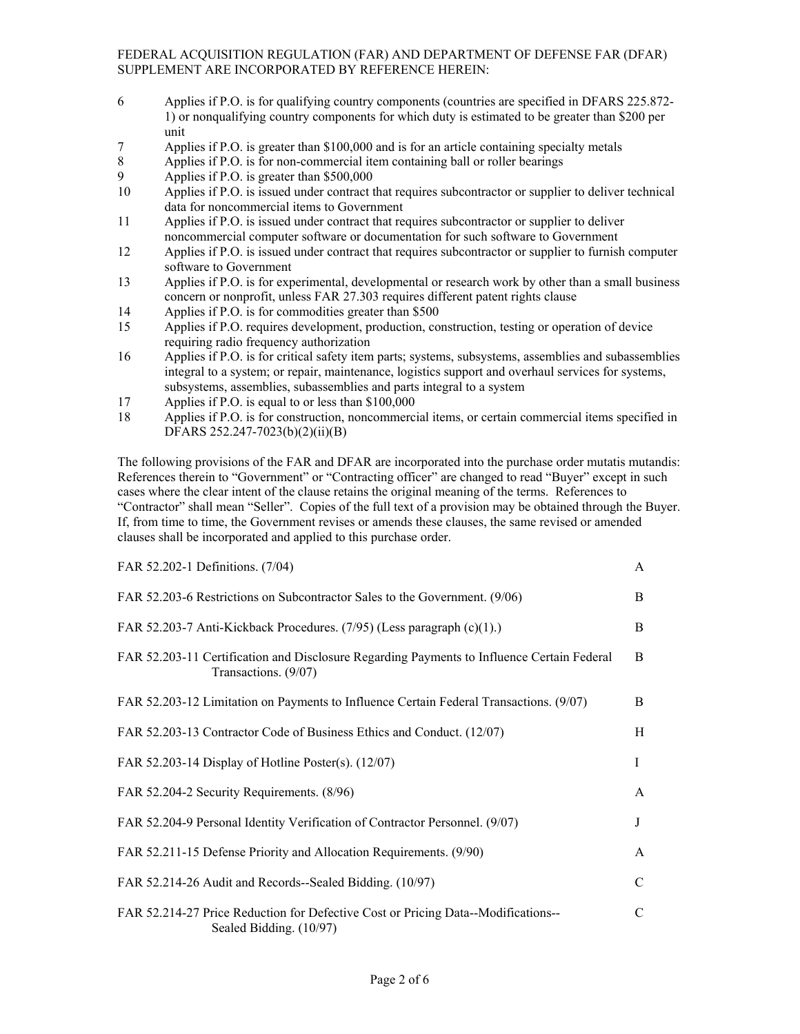FEDERAL ACQUISITION REGULATION (FAR) AND DEPARTMENT OF DEFENSE FAR (DFAR) SUPPLEMENT ARE INCORPORATED BY REFERENCE HEREIN:

| | |
|---|---|
| 6 | Applies if P.O. is for qualifying country components (countries are specified in DFARS 225.872-1) or nonqualifying country components for which duty is estimated to be greater than $200 per unit |
| 7 | Applies if P.O. is greater than $100,000 and is for an article containing specialty metals |
| 8 | Applies if P.O. is for non-commercial item containing ball or roller bearings |
| 9 | Applies if P.O. is greater than $500,000 |
| 10 | Applies if P.O. is issued under contract that requires subcontractor or supplier to deliver technical data for noncommercial items to Government |
| 11 | Applies if P.O. is issued under contract that requires subcontractor or supplier to deliver noncommercial computer software or documentation for such software to Government |
| 12 | Applies if P.O. is issued under contract that requires subcontractor or supplier to furnish computer software to Government |
| 13 | Applies if P.O. is for experimental, developmental or research work by other than a small business concern or nonprofit, unless FAR 27.303 requires different patent rights clause |
| 14 | Applies if P.O. is for commodities greater than $500 |
| 15 | Applies if P.O. requires development, production, construction, testing or operation of device requiring radio frequency authorization |
| 16 | Applies if P.O. is for critical safety item parts; systems, subsystems, assemblies and subassemblies integral to a system; or repair, maintenance, logistics support and overhaul services for systems, subsystems, assemblies, subassemblies and parts integral to a system |
| 17 | Applies if P.O. is equal to or less than $100,000 |
| 18 | Applies if P.O. is for construction, noncommercial items, or certain commercial items specified in DFARS 252.247-7023(b)(2)(ii)(B) |

The following provisions of the FAR and DFAR are incorporated into the purchase order mutatis mutandis: References therein to "Government" or "Contracting officer" are changed to read "Buyer" except in such cases where the clear intent of the clause retains the original meaning of the terms. References to "Contractor" shall mean "Seller". Copies of the full text of a provision may be obtained through the Buyer. If, from time to time, the Government revises or amends these clauses, the same revised or amended clauses shall be incorporated and applied to this purchase order.

| | |
|---|---|
| FAR 52.202-1 Definitions. (7/04) | A |
| FAR 52.203-6 Restrictions on Subcontractor Sales to the Government. (9/06) | B |
| FAR 52.203-7 Anti-Kickback Procedures. (7/95) (Less paragraph (c)(1).) | B |
| FAR 52.203-11 Certification and Disclosure Regarding Payments to Influence Certain Federal Transactions. (9/07) | B |
| FAR 52.203-12 Limitation on Payments to Influence Certain Federal Transactions. (9/07) | B |
| FAR 52.203-13 Contractor Code of Business Ethics and Conduct. (12/07) | H |
| FAR 52.203-14 Display of Hotline Poster(s). (12/07) | I |
| FAR 52.204-2 Security Requirements. (8/96) | A |
| FAR 52.204-9 Personal Identity Verification of Contractor Personnel. (9/07) | J |
| FAR 52.211-15 Defense Priority and Allocation Requirements. (9/90) | A |
| FAR 52.214-26 Audit and Records--Sealed Bidding. (10/97) | C |
| FAR 52.214-27 Price Reduction for Defective Cost or Pricing Data--Modifications--Sealed Bidding. (10/97) | C |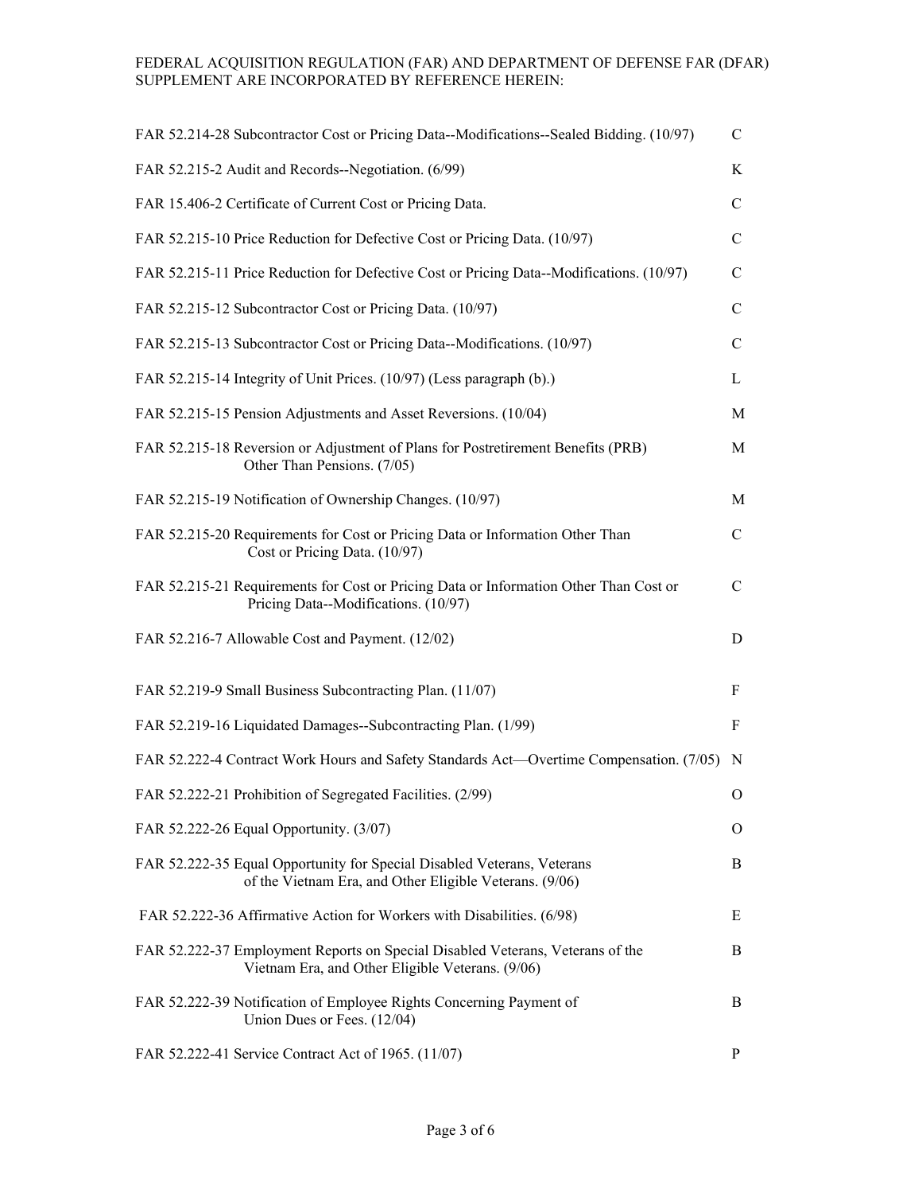FEDERAL ACQUISITION REGULATION (FAR) AND DEPARTMENT OF DEFENSE FAR (DFAR) SUPPLEMENT ARE INCORPORATED BY REFERENCE HEREIN:

| Clause | |
|---|---|
| FAR 52.214-28 Subcontractor Cost or Pricing Data--Modifications--Sealed Bidding. (10/97) | C |
| FAR 52.215-2 Audit and Records--Negotiation. (6/99) | K |
| FAR 15.406-2 Certificate of Current Cost or Pricing Data. | C |
| FAR 52.215-10 Price Reduction for Defective Cost or Pricing Data. (10/97) | C |
| FAR 52.215-11 Price Reduction for Defective Cost or Pricing Data--Modifications. (10/97) | C |
| FAR 52.215-12 Subcontractor Cost or Pricing Data. (10/97) | C |
| FAR 52.215-13 Subcontractor Cost or Pricing Data--Modifications. (10/97) | C |
| FAR 52.215-14 Integrity of Unit Prices. (10/97) (Less paragraph (b).) | L |
| FAR 52.215-15 Pension Adjustments and Asset Reversions. (10/04) | M |
| FAR 52.215-18 Reversion or Adjustment of Plans for Postretirement Benefits (PRB) Other Than Pensions. (7/05) | M |
| FAR 52.215-19 Notification of Ownership Changes. (10/97) | M |
| FAR 52.215-20 Requirements for Cost or Pricing Data or Information Other Than Cost or Pricing Data. (10/97) | C |
| FAR 52.215-21 Requirements for Cost or Pricing Data or Information Other Than Cost or Pricing Data--Modifications. (10/97) | C |
| FAR 52.216-7 Allowable Cost and Payment. (12/02) | D |
| FAR 52.219-9 Small Business Subcontracting Plan. (11/07) | F |
| FAR 52.219-16 Liquidated Damages--Subcontracting Plan. (1/99) | F |
| FAR 52.222-4 Contract Work Hours and Safety Standards Act—Overtime Compensation. (7/05) | N |
| FAR 52.222-21 Prohibition of Segregated Facilities. (2/99) | O |
| FAR 52.222-26 Equal Opportunity. (3/07) | O |
| FAR 52.222-35 Equal Opportunity for Special Disabled Veterans, Veterans of the Vietnam Era, and Other Eligible Veterans. (9/06) | B |
| FAR 52.222-36 Affirmative Action for Workers with Disabilities. (6/98) | E |
| FAR 52.222-37 Employment Reports on Special Disabled Veterans, Veterans of the Vietnam Era, and Other Eligible Veterans. (9/06) | B |
| FAR 52.222-39 Notification of Employee Rights Concerning Payment of Union Dues or Fees. (12/04) | B |
| FAR 52.222-41 Service Contract Act of 1965. (11/07) | P |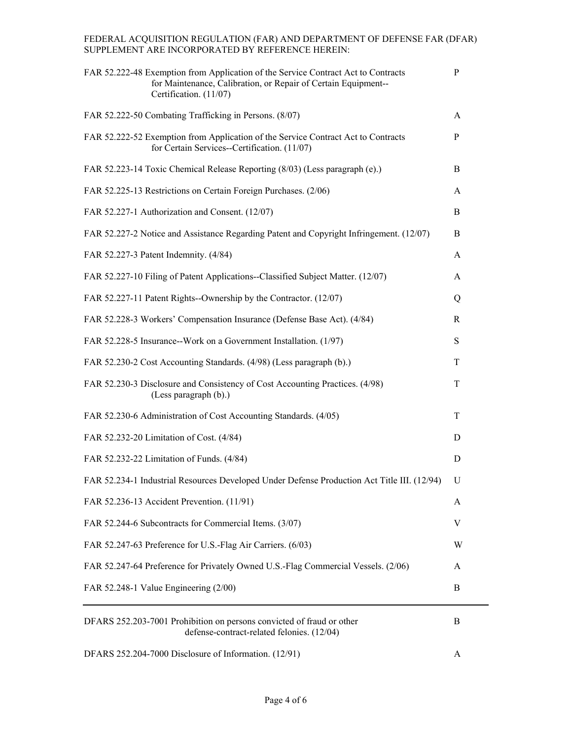FEDERAL ACQUISITION REGULATION (FAR) AND DEPARTMENT OF DEFENSE FAR (DFAR) SUPPLEMENT ARE INCORPORATED BY REFERENCE HEREIN:

| Clause | |
|---|---|
| FAR 52.222-48 Exemption from Application of the Service Contract Act to Contracts for Maintenance, Calibration, or Repair of Certain Equipment--Certification. (11/07) | P |
| FAR 52.222-50 Combating Trafficking in Persons. (8/07) | A |
| FAR 52.222-52 Exemption from Application of the Service Contract Act to Contracts for Certain Services--Certification. (11/07) | P |
| FAR 52.223-14 Toxic Chemical Release Reporting (8/03) (Less paragraph (e).) | B |
| FAR 52.225-13 Restrictions on Certain Foreign Purchases. (2/06) | A |
| FAR 52.227-1 Authorization and Consent. (12/07) | B |
| FAR 52.227-2 Notice and Assistance Regarding Patent and Copyright Infringement. (12/07) | B |
| FAR 52.227-3 Patent Indemnity. (4/84) | A |
| FAR 52.227-10 Filing of Patent Applications--Classified Subject Matter. (12/07) | A |
| FAR 52.227-11 Patent Rights--Ownership by the Contractor. (12/07) | Q |
| FAR 52.228-3 Workers' Compensation Insurance (Defense Base Act). (4/84) | R |
| FAR 52.228-5 Insurance--Work on a Government Installation. (1/97) | S |
| FAR 52.230-2 Cost Accounting Standards. (4/98) (Less paragraph (b).) | T |
| FAR 52.230-3 Disclosure and Consistency of Cost Accounting Practices. (4/98) (Less paragraph (b).) | T |
| FAR 52.230-6 Administration of Cost Accounting Standards. (4/05) | T |
| FAR 52.232-20 Limitation of Cost. (4/84) | D |
| FAR 52.232-22 Limitation of Funds. (4/84) | D |
| FAR 52.234-1 Industrial Resources Developed Under Defense Production Act Title III. (12/94) | U |
| FAR 52.236-13 Accident Prevention. (11/91) | A |
| FAR 52.244-6 Subcontracts for Commercial Items. (3/07) | V |
| FAR 52.247-63 Preference for U.S.-Flag Air Carriers. (6/03) | W |
| FAR 52.247-64 Preference for Privately Owned U.S.-Flag Commercial Vessels. (2/06) | A |
| FAR 52.248-1 Value Engineering (2/00) | B |

---

| Clause | |
|---|---|
| DFARS 252.203-7001 Prohibition on persons convicted of fraud or other defense-contract-related felonies. (12/04) | B |
| DFARS 252.204-7000 Disclosure of Information. (12/91) | A |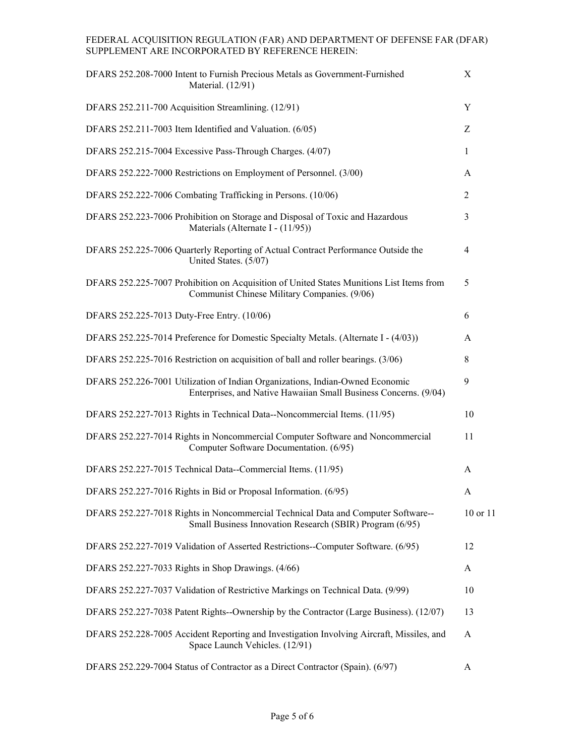FEDERAL ACQUISITION REGULATION (FAR) AND DEPARTMENT OF DEFENSE FAR (DFAR) SUPPLEMENT ARE INCORPORATED BY REFERENCE HEREIN:

| Clause | |
|---|---|
| DFARS 252.208-7000 Intent to Furnish Precious Metals as Government-Furnished Material. (12/91) | X |
| DFARS 252.211-700 Acquisition Streamlining. (12/91) | Y |
| DFARS 252.211-7003 Item Identified and Valuation. (6/05) | Z |
| DFARS 252.215-7004 Excessive Pass-Through Charges. (4/07) | 1 |
| DFARS 252.222-7000 Restrictions on Employment of Personnel. (3/00) | A |
| DFARS 252.222-7006 Combating Trafficking in Persons. (10/06) | 2 |
| DFARS 252.223-7006 Prohibition on Storage and Disposal of Toxic and Hazardous Materials (Alternate I - (11/95)) | 3 |
| DFARS 252.225-7006 Quarterly Reporting of Actual Contract Performance Outside the United States. (5/07) | 4 |
| DFARS 252.225-7007 Prohibition on Acquisition of United States Munitions List Items from Communist Chinese Military Companies. (9/06) | 5 |
| DFARS 252.225-7013 Duty-Free Entry. (10/06) | 6 |
| DFARS 252.225-7014 Preference for Domestic Specialty Metals. (Alternate I - (4/03)) | A |
| DFARS 252.225-7016 Restriction on acquisition of ball and roller bearings. (3/06) | 8 |
| DFARS 252.226-7001 Utilization of Indian Organizations, Indian-Owned Economic Enterprises, and Native Hawaiian Small Business Concerns. (9/04) | 9 |
| DFARS 252.227-7013 Rights in Technical Data--Noncommercial Items. (11/95) | 10 |
| DFARS 252.227-7014 Rights in Noncommercial Computer Software and Noncommercial Computer Software Documentation. (6/95) | 11 |
| DFARS 252.227-7015 Technical Data--Commercial Items. (11/95) | A |
| DFARS 252.227-7016 Rights in Bid or Proposal Information. (6/95) | A |
| DFARS 252.227-7018 Rights in Noncommercial Technical Data and Computer Software--Small Business Innovation Research (SBIR) Program (6/95) | 10 or 11 |
| DFARS 252.227-7019 Validation of Asserted Restrictions--Computer Software. (6/95) | 12 |
| DFARS 252.227-7033 Rights in Shop Drawings. (4/66) | A |
| DFARS 252.227-7037 Validation of Restrictive Markings on Technical Data. (9/99) | 10 |
| DFARS 252.227-7038 Patent Rights--Ownership by the Contractor (Large Business). (12/07) | 13 |
| DFARS 252.228-7005 Accident Reporting and Investigation Involving Aircraft, Missiles, and Space Launch Vehicles. (12/91) | A |
| DFARS 252.229-7004 Status of Contractor as a Direct Contractor (Spain). (6/97) | A |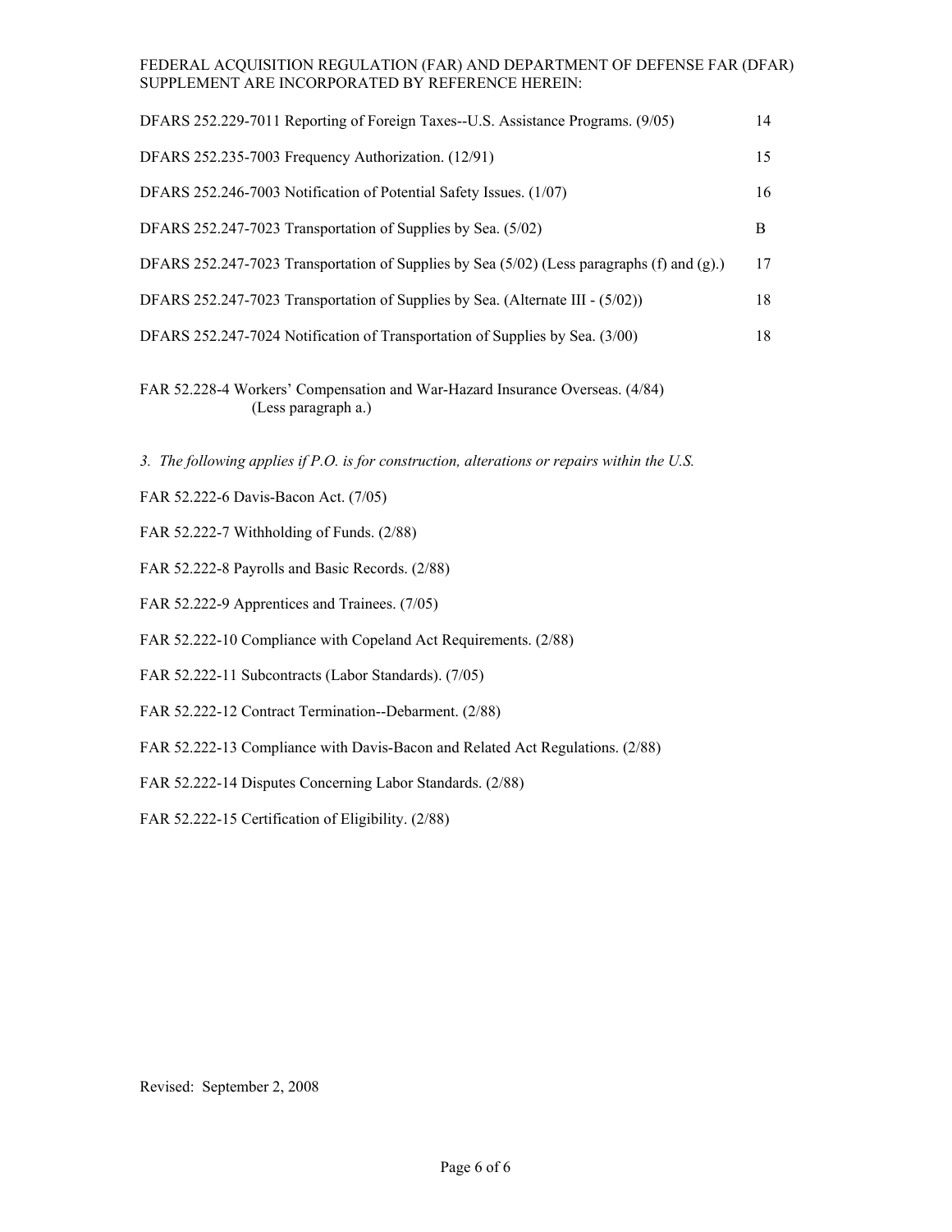| | |
|---|---|
| DFARS 252.229-7011 Reporting of Foreign Taxes--U.S. Assistance Programs. (9/05) | 14 |
| DFARS 252.235-7003 Frequency Authorization. (12/91) | 15 |
| DFARS 252.246-7003 Notification of Potential Safety Issues. (1/07) | 16 |
| DFARS 252.247-7023 Transportation of Supplies by Sea. (5/02) | B |
| DFARS 252.247-7023 Transportation of Supplies by Sea (5/02) (Less paragraphs (f) and (g).) | 17 |
| DFARS 252.247-7023 Transportation of Supplies by Sea. (Alternate III - (5/02)) | 18 |
| DFARS 252.247-7024 Notification of Transportation of Supplies by Sea. (3/00) | 18 |

FAR 52.228-4 Workers' Compensation and War-Hazard Insurance Overseas. (4/84)
(Less paragraph a.)

*3. The following applies if P.O. is for construction, alterations or repairs within the U.S.*

FAR 52.222-6 Davis-Bacon Act. (7/05)

FAR 52.222-7 Withholding of Funds. (2/88)

FAR 52.222-8 Payrolls and Basic Records. (2/88)

FAR 52.222-9 Apprentices and Trainees. (7/05)

FAR 52.222-10 Compliance with Copeland Act Requirements. (2/88)

FAR 52.222-11 Subcontracts (Labor Standards). (7/05)

FAR 52.222-12 Contract Termination--Debarment. (2/88)

FAR 52.222-13 Compliance with Davis-Bacon and Related Act Regulations. (2/88)

FAR 52.222-14 Disputes Concerning Labor Standards. (2/88)

FAR 52.222-15 Certification of Eligibility. (2/88)